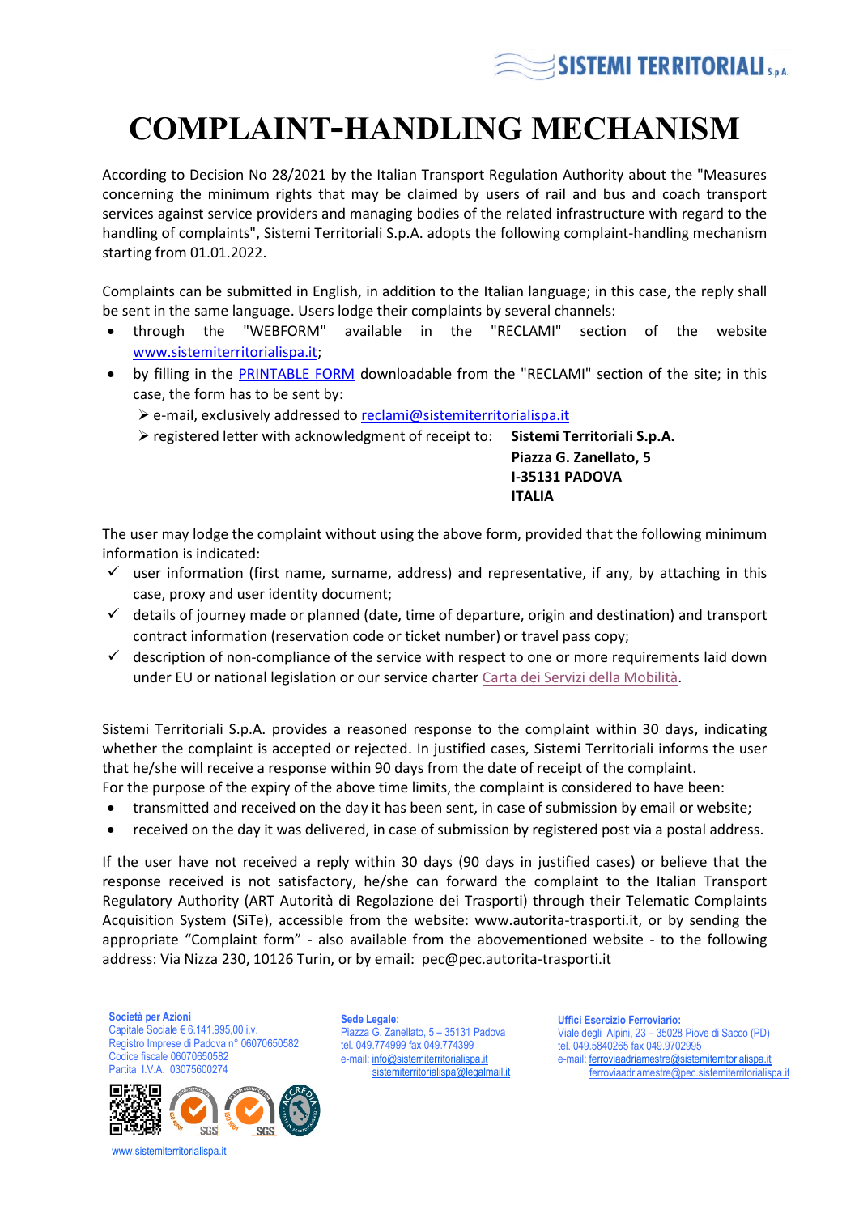# COMPLAINT-HANDLING MECHANISM

According to Decision No 28/2021 by the Italian Transport Regulation Authority about the "Measures concerning the minimum rights that may be claimed by users of rail and bus and coach transport services against service providers and managing bodies of the related infrastructure with regard to the handling of complaints", Sistemi Territoriali S.p.A. adopts the following complaint-handling mechanism starting from 01.01.2022.

Complaints can be submitted in English, in addition to the Italian language; in this case, the reply shall be sent in the same language. Users lodge their complaints by several channels:

- through the "WEBFORM" available in the "RECLAMI" section of the website www.sistemiterritorialispa.it;
- by filling in the PRINTABLE FORM downloadable from the "RECLAMI" section of the site; in this case, the form has to be sent by:
  - e-mail, exclusively addressed to reclami@sistemiterritorialispa.it
  - registered letter with acknowledgment of receipt to: **Sistemi Territoriali S.p.A.**
    **Piazza G. Zanellato, 5**
    **I-35131 PADOVA**
    **ITALIA**

The user may lodge the complaint without using the above form, provided that the following minimum information is indicated:

- ✓ user information (first name, surname, address) and representative, if any, by attaching in this case, proxy and user identity document;
- ✓ details of journey made or planned (date, time of departure, origin and destination) and transport contract information (reservation code or ticket number) or travel pass copy;
- ✓ description of non-compliance of the service with respect to one or more requirements laid down under EU or national legislation or our service charter Carta dei Servizi della Mobilità.

Sistemi Territoriali S.p.A. provides a reasoned response to the complaint within 30 days, indicating whether the complaint is accepted or rejected. In justified cases, Sistemi Territoriali informs the user that he/she will receive a response within 90 days from the date of receipt of the complaint.
For the purpose of the expiry of the above time limits, the complaint is considered to have been:

- transmitted and received on the day it has been sent, in case of submission by email or website;
- received on the day it was delivered, in case of submission by registered post via a postal address.

If the user have not received a reply within 30 days (90 days in justified cases) or believe that the response received is not satisfactory, he/she can forward the complaint to the Italian Transport Regulatory Authority (ART Autorità di Regolazione dei Trasporti) through their Telematic Complaints Acquisition System (SiTe), accessible from the website: www.autorita-trasporti.it, or by sending the appropriate "Complaint form" - also available from the abovementioned website - to the following address: Via Nizza 230, 10126 Turin, or by email: pec@pec.autorita-trasporti.it

**Società per Azioni**
Capitale Sociale € 6.141.995,00 i.v.
Registro Imprese di Padova n° 06070650582
Codice fiscale 06070650582
Partita I.V.A. 03075600274

**Sede Legale:**
Piazza G. Zanellato, 5 – 35131 Padova
tel. 049.774999 fax 049.774399
e-mail: info@sistemiterritorialispa.it
sistemiterritorialispa@legalmail.it

**Uffici Esercizio Ferroviario:**
Viale degli Alpini, 23 – 35028 Piove di Sacco (PD)
tel. 049.5840265 fax 049.9702995
e-mail: ferroviaadriamestre@sistemiterritorialispa.it
ferroviaadriamestre@pec.sistemiterritorialispa.it

www.sistemiterritorialispa.it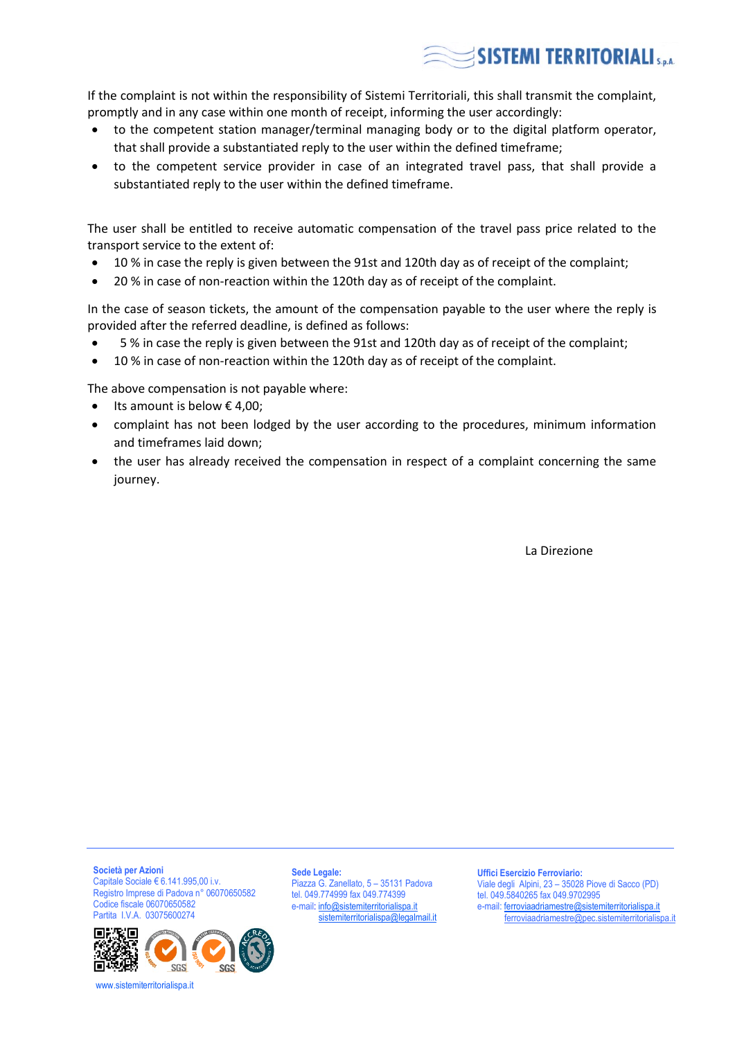If the complaint is not within the responsibility of Sistemi Territoriali, this shall transmit the complaint, promptly and in any case within one month of receipt, informing the user accordingly:

- to the competent station manager/terminal managing body or to the digital platform operator, that shall provide a substantiated reply to the user within the defined timeframe;
- to the competent service provider in case of an integrated travel pass, that shall provide a substantiated reply to the user within the defined timeframe.

The user shall be entitled to receive automatic compensation of the travel pass price related to the transport service to the extent of:

- 10 % in case the reply is given between the 91st and 120th day as of receipt of the complaint;
- 20 % in case of non-reaction within the 120th day as of receipt of the complaint.

In the case of season tickets, the amount of the compensation payable to the user where the reply is provided after the referred deadline, is defined as follows:

- 5 % in case the reply is given between the 91st and 120th day as of receipt of the complaint;
- 10 % in case of non-reaction within the 120th day as of receipt of the complaint.

The above compensation is not payable where:

- Its amount is below € 4,00;
- complaint has not been lodged by the user according to the procedures, minimum information and timeframes laid down;
- the user has already received the compensation in respect of a complaint concerning the same journey.

La Direzione

**Società per Azioni**
Capitale Sociale € 6.141.995,00 i.v.
Registro Imprese di Padova n° 06070650582
Codice fiscale 06070650582
Partita I.V.A. 03075600274

www.sistemiterritorialispa.it

**Sede Legale:**
Piazza G. Zanellato, 5 – 35131 Padova
tel. 049.774999 fax 049.774399
e-mail: info@sistemiterritorialispa.it
sistemiterritorialispa@legalmail.it

**Uffici Esercizio Ferroviario:**
Viale degli Alpini, 23 – 35028 Piove di Sacco (PD)
tel. 049.5840265 fax 049.9702995
e-mail: ferroviaadriamestre@sistemiterritorialispa.it
ferroviaadriamestre@pec.sistemiterritorialispa.it